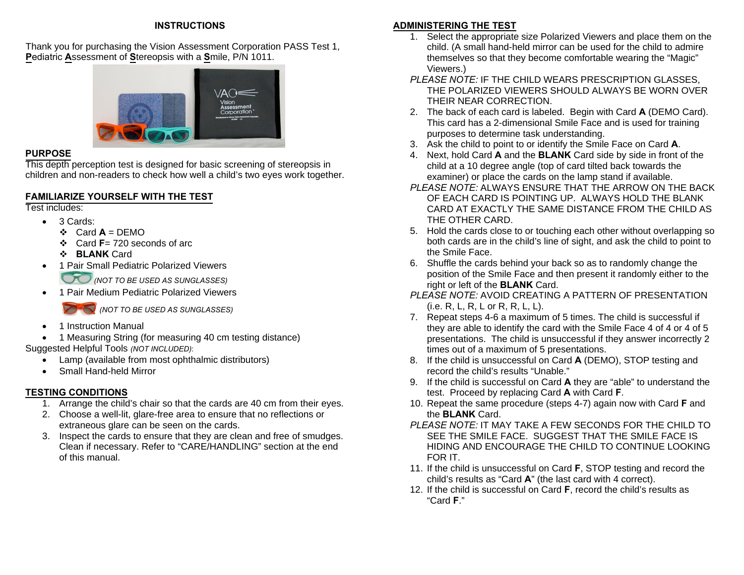# INSTRUCTIONS

Thank you for purchasing the Vision Assessment Corporation PASS Test 1, **P**ediatric **A**ssessment of **S**tereopsis with a **S**mile, P/N 1011.

## PURPOSE

This depth perception test is designed for basic screening of stereopsis in children and non-readers to check how well a child's two eyes work together.

## FAMILIARIZE YOURSELF WITH THE TEST

Test includes:

- 3 Cards:
  - Card **A** = DEMO
  - Card **F**= 720 seconds of arc
  - **BLANK** Card
- 1 Pair Small Pediatric Polarized Viewers
  *(NOT TO BE USED AS SUNGLASSES)*
- 1 Pair Medium Pediatric Polarized Viewers
  *(NOT TO BE USED AS SUNGLASSES)*
- 1 Instruction Manual
- 1 Measuring String (for measuring 40 cm testing distance)

Suggested Helpful Tools *(NOT INCLUDED)*:

- Lamp (available from most ophthalmic distributors)
- Small Hand-held Mirror

## TESTING CONDITIONS

1. Arrange the child's chair so that the cards are 40 cm from their eyes.
2. Choose a well-lit, glare-free area to ensure that no reflections or extraneous glare can be seen on the cards.
3. Inspect the cards to ensure that they are clean and free of smudges. Clean if necessary. Refer to "CARE/HANDLING" section at the end of this manual.

## ADMINISTERING THE TEST

1. Select the appropriate size Polarized Viewers and place them on the child. (A small hand-held mirror can be used for the child to admire themselves so that they become comfortable wearing the "Magic" Viewers.)

   *PLEASE NOTE:* IF THE CHILD WEARS PRESCRIPTION GLASSES, THE POLARIZED VIEWERS SHOULD ALWAYS BE WORN OVER THEIR NEAR CORRECTION.

2. The back of each card is labeled. Begin with Card **A** (DEMO Card). This card has a 2-dimensional Smile Face and is used for training purposes to determine task understanding.
3. Ask the child to point to or identify the Smile Face on Card **A**.
4. Next, hold Card **A** and the **BLANK** Card side by side in front of the child at a 10 degree angle (top of card tilted back towards the examiner) or place the cards on the lamp stand if available.

   *PLEASE NOTE:* ALWAYS ENSURE THAT THE ARROW ON THE BACK OF EACH CARD IS POINTING UP. ALWAYS HOLD THE BLANK CARD AT EXACTLY THE SAME DISTANCE FROM THE CHILD AS THE OTHER CARD.

5. Hold the cards close to or touching each other without overlapping so both cards are in the child's line of sight, and ask the child to point to the Smile Face.
6. Shuffle the cards behind your back so as to randomly change the position of the Smile Face and then present it randomly either to the right or left of the **BLANK** Card.

   *PLEASE NOTE:* AVOID CREATING A PATTERN OF PRESENTATION (i.e. R, L, R, L or R, R, L, L).

7. Repeat steps 4-6 a maximum of 5 times. The child is successful if they are able to identify the card with the Smile Face 4 of 4 or 4 of 5 presentations. The child is unsuccessful if they answer incorrectly 2 times out of a maximum of 5 presentations.
8. If the child is unsuccessful on Card **A** (DEMO), STOP testing and record the child's results "Unable."
9. If the child is successful on Card **A** they are "able" to understand the test. Proceed by replacing Card **A** with Card **F**.
10. Repeat the same procedure (steps 4-7) again now with Card **F** and the **BLANK** Card.

    *PLEASE NOTE:* IT MAY TAKE A FEW SECONDS FOR THE CHILD TO SEE THE SMILE FACE. SUGGEST THAT THE SMILE FACE IS HIDING AND ENCOURAGE THE CHILD TO CONTINUE LOOKING FOR IT.

11. If the child is unsuccessful on Card **F**, STOP testing and record the child's results as "Card **A**" (the last card with 4 correct).
12. If the child is successful on Card **F**, record the child's results as "Card **F**."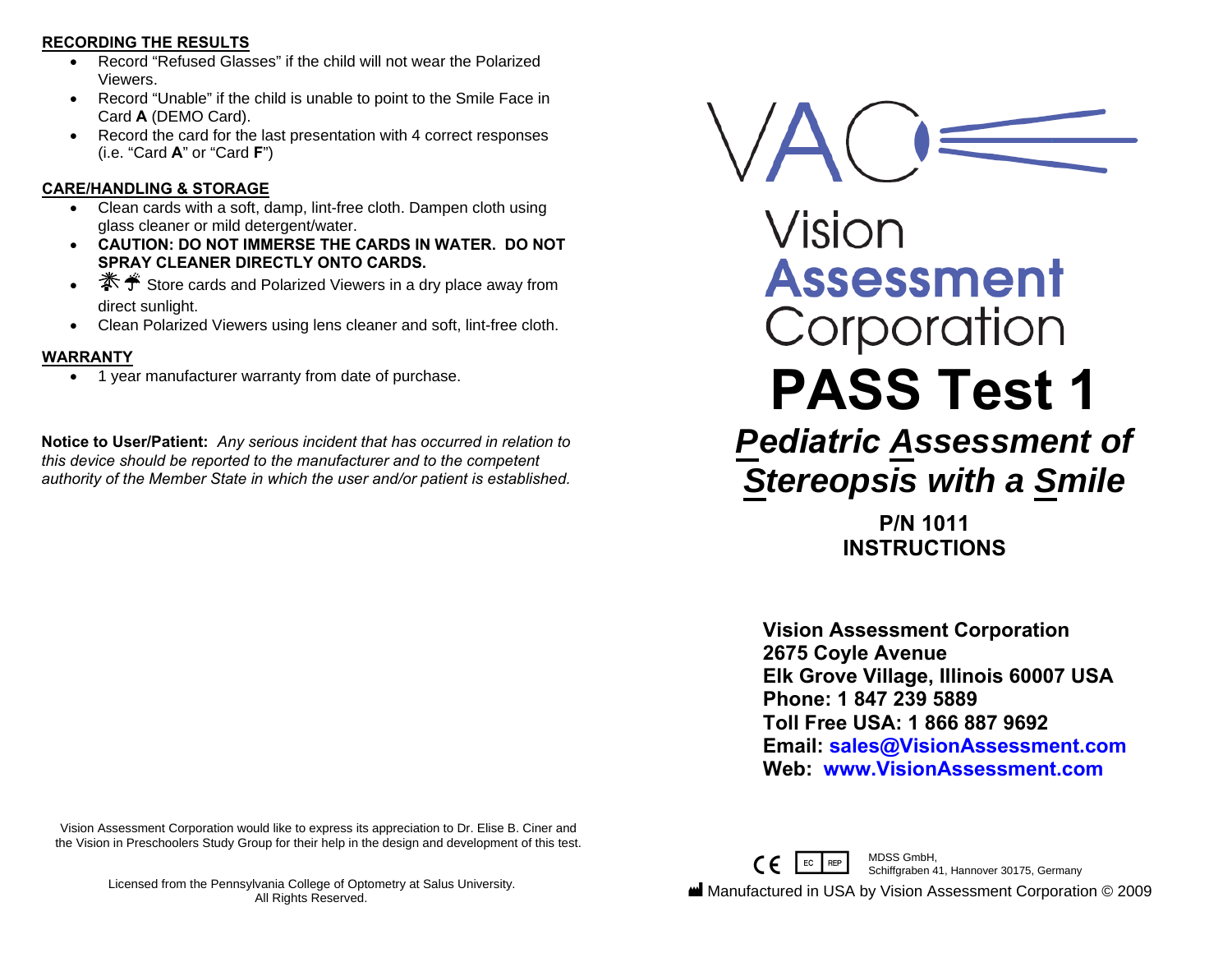## RECORDING THE RESULTS

- Record "Refused Glasses" if the child will not wear the Polarized Viewers.
- Record "Unable" if the child is unable to point to the Smile Face in Card **A** (DEMO Card).
- Record the card for the last presentation with 4 correct responses (i.e. "Card **A**" or "Card **F**")

## CARE/HANDLING & STORAGE

- Clean cards with a soft, damp, lint-free cloth. Dampen cloth using glass cleaner or mild detergent/water.
- **CAUTION: DO NOT IMMERSE THE CARDS IN WATER. DO NOT SPRAY CLEANER DIRECTLY ONTO CARDS.**
- Store cards and Polarized Viewers in a dry place away from direct sunlight.
- Clean Polarized Viewers using lens cleaner and soft, lint-free cloth.

## WARRANTY

- 1 year manufacturer warranty from date of purchase.

**Notice to User/Patient:** *Any serious incident that has occurred in relation to this device should be reported to the manufacturer and to the competent authority of the Member State in which the user and/or patient is established.*

Vision Assessment Corporation would like to express its appreciation to Dr. Elise B. Ciner and the Vision in Preschoolers Study Group for their help in the design and development of this test.

Licensed from the Pennsylvania College of Optometry at Salus University.
All Rights Reserved.

VAC

Vision **Assessment** Corporation

# PASS Test 1

## *Pediatric Assessment of Stereopsis with a Smile*

**P/N 1011**
**INSTRUCTIONS**

**Vision Assessment Corporation**
**2675 Coyle Avenue**
**Elk Grove Village, Illinois 60007 USA**
**Phone: 1 847 239 5889**
**Toll Free USA: 1 866 887 9692**
**Email: sales@VisionAssessment.com**
**Web: www.VisionAssessment.com**

CE EC REP MDSS GmbH,
Schiffgraben 41, Hannover 30175, Germany

Manufactured in USA by Vision Assessment Corporation © 2009